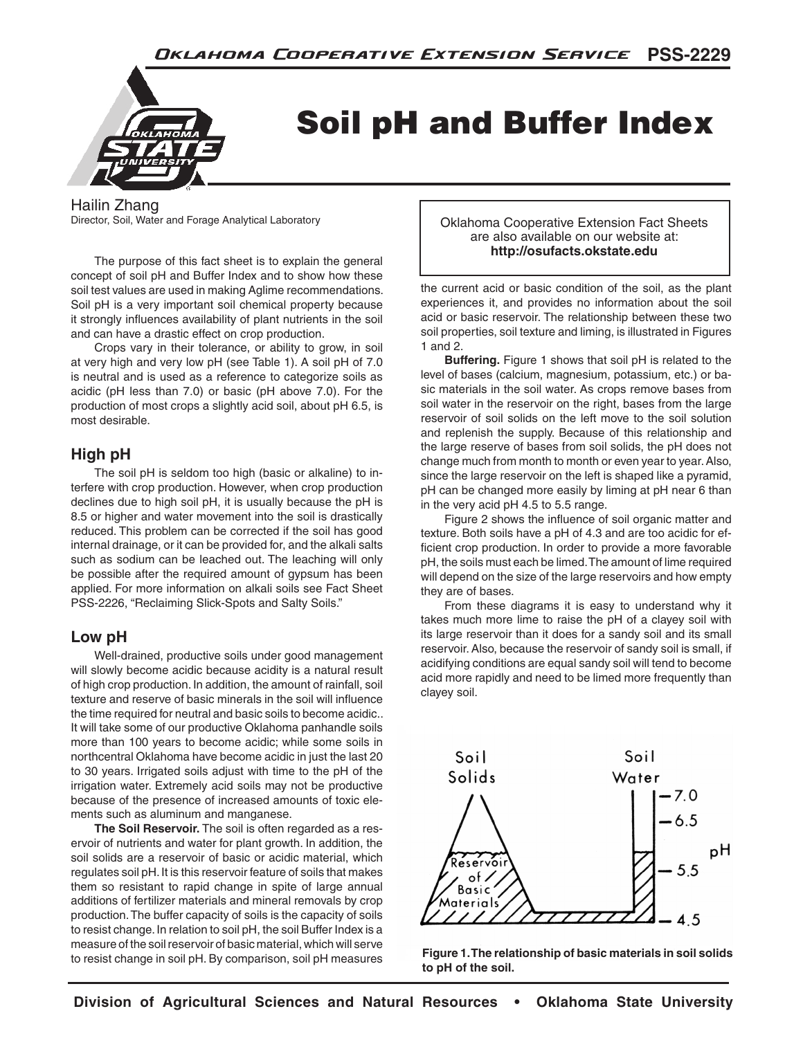// Soil pH and Buffer Index

Hailin Zhang
Director, Soil, Water and Forage Analytical Laboratory

Oklahoma Cooperative Extension Fact Sheets are also available on our website at: **http://osufacts.okstate.edu**

The purpose of this fact sheet is to explain the general concept of soil pH and Buffer Index and to show how these soil test values are used in making Aglime recommendations. Soil pH is a very important soil chemical property because it strongly influences availability of plant nutrients in the soil and can have a drastic effect on crop production.

Crops vary in their tolerance, or ability to grow, in soil at very high and very low pH (see Table 1). A soil pH of 7.0 is neutral and is used as a reference to categorize soils as acidic (pH less than 7.0) or basic (pH above 7.0). For the production of most crops a slightly acid soil, about pH 6.5, is most desirable.

## High pH

The soil pH is seldom too high (basic or alkaline) to interfere with crop production. However, when crop production declines due to high soil pH, it is usually because the pH is 8.5 or higher and water movement into the soil is drastically reduced. This problem can be corrected if the soil has good internal drainage, or it can be provided for, and the alkali salts such as sodium can be leached out. The leaching will only be possible after the required amount of gypsum has been applied. For more information on alkali soils see Fact Sheet PSS-2226, "Reclaiming Slick-Spots and Salty Soils."

## Low pH

Well-drained, productive soils under good management will slowly become acidic because acidity is a natural result of high crop production. In addition, the amount of rainfall, soil texture and reserve of basic minerals in the soil will influence the time required for neutral and basic soils to become acidic.. It will take some of our productive Oklahoma panhandle soils more than 100 years to become acidic; while some soils in northcentral Oklahoma have become acidic in just the last 20 to 30 years. Irrigated soils adjust with time to the pH of the irrigation water. Extremely acid soils may not be productive because of the presence of increased amounts of toxic elements such as aluminum and manganese.

**The Soil Reservoir.** The soil is often regarded as a reservoir of nutrients and water for plant growth. In addition, the soil solids are a reservoir of basic or acidic material, which regulates soil pH. It is this reservoir feature of soils that makes them so resistant to rapid change in spite of large annual additions of fertilizer materials and mineral removals by crop production. The buffer capacity of soils is the capacity of soils to resist change. In relation to soil pH, the soil Buffer Index is a measure of the soil reservoir of basic material, which will serve to resist change in soil pH. By comparison, soil pH measures the current acid or basic condition of the soil, as the plant experiences it, and provides no information about the soil acid or basic reservoir. The relationship between these two soil properties, soil texture and liming, is illustrated in Figures 1 and 2.

**Buffering.** Figure 1 shows that soil pH is related to the level of bases (calcium, magnesium, potassium, etc.) or basic materials in the soil water. As crops remove bases from soil water in the reservoir on the right, bases from the large reservoir of soil solids on the left move to the soil solution and replenish the supply. Because of this relationship and the large reserve of bases from soil solids, the pH does not change much from month to month or even year to year. Also, since the large reservoir on the left is shaped like a pyramid, pH can be changed more easily by liming at pH near 6 than in the very acid pH 4.5 to 5.5 range.

Figure 2 shows the influence of soil organic matter and texture. Both soils have a pH of 4.3 and are too acidic for efficient crop production. In order to provide a more favorable pH, the soils must each be limed. The amount of lime required will depend on the size of the large reservoirs and how empty they are of bases.

From these diagrams it is easy to understand why it takes much more lime to raise the pH of a clayey soil with its large reservoir than it does for a sandy soil and its small reservoir. Also, because the reservoir of sandy soil is small, if acidifying conditions are equal sandy soil will tend to become acid more rapidly and need to be limed more frequently than clayey soil.

**Figure 1. The relationship of basic materials in soil solids to pH of the soil.**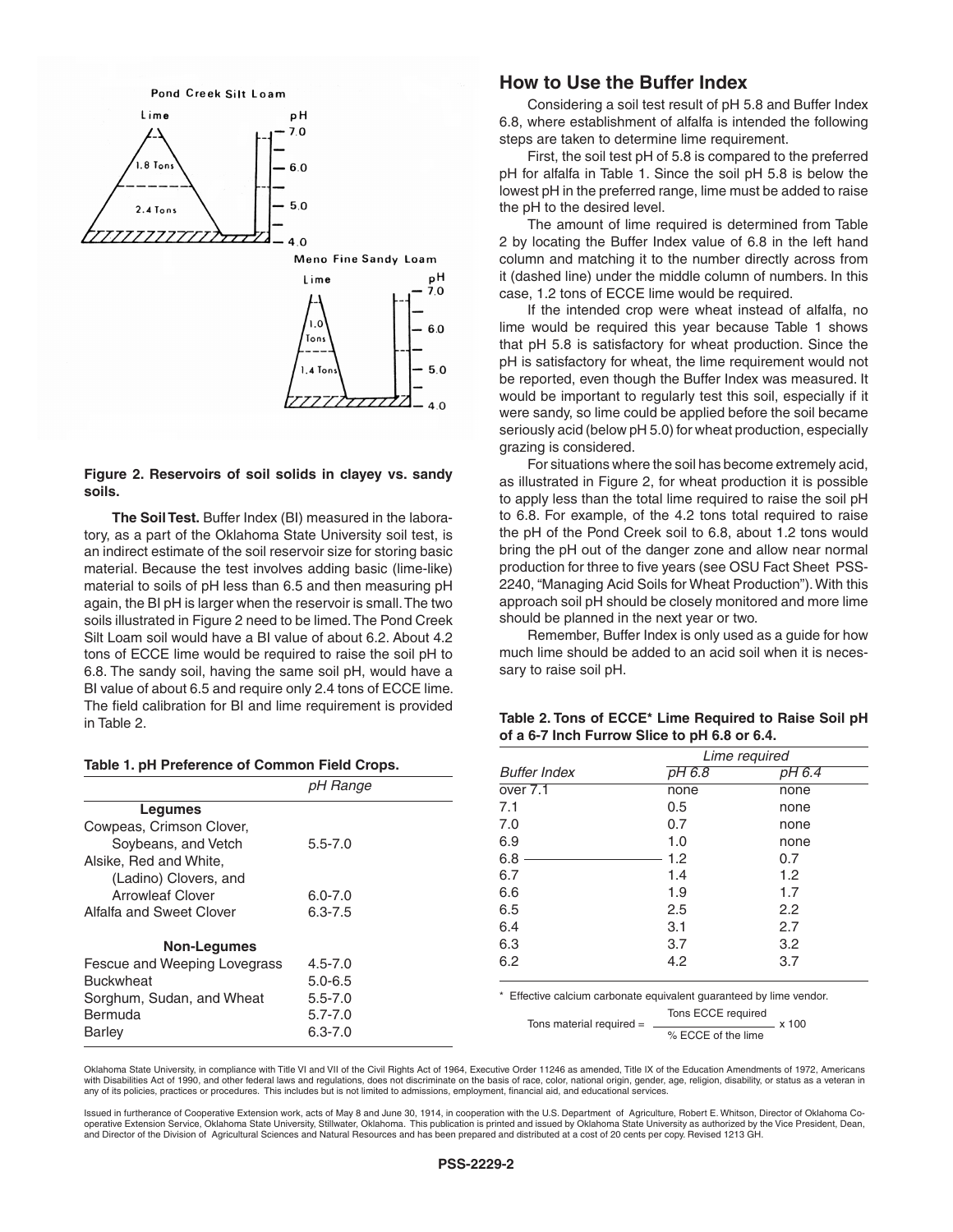Pond Creek Silt Loam

Lime

pH

7.0

1.8 Tons

6.0

2.4 Tons

5.0

4.0

Meno Fine Sandy Loam

Lime

pH

7.0

1.0 Tons

6.0

1.4 Tons

5.0

4.0

**Figure 2. Reservoirs of soil solids in clayey vs. sandy soils.**

**The Soil Test.** Buffer Index (BI) measured in the laboratory, as a part of the Oklahoma State University soil test, is an indirect estimate of the soil reservoir size for storing basic material. Because the test involves adding basic (lime-like) material to soils of pH less than 6.5 and then measuring pH again, the BI pH is larger when the reservoir is small. The two soils illustrated in Figure 2 need to be limed. The Pond Creek Silt Loam soil would have a BI value of about 6.2. About 4.2 tons of ECCE lime would be required to raise the soil pH to 6.8. The sandy soil, having the same soil pH, would have a BI value of about 6.5 and require only 2.4 tons of ECCE lime. The field calibration for BI and lime requirement is provided in Table 2.

**Table 1. pH Preference of Common Field Crops.**

| | *pH Range* |
|---|---|
| **Legumes** | |
| Cowpeas, Crimson Clover, Soybeans, and Vetch | 5.5-7.0 |
| Alsike, Red and White, (Ladino) Clovers, and Arrowleaf Clover | 6.0-7.0 |
| Alfalfa and Sweet Clover | 6.3-7.5 |
| **Non-Legumes** | |
| Fescue and Weeping Lovegrass | 4.5-7.0 |
| Buckwheat | 5.0-6.5 |
| Sorghum, Sudan, and Wheat | 5.5-7.0 |
| Bermuda | 5.7-7.0 |
| Barley | 6.3-7.0 |

## How to Use the Buffer Index

Considering a soil test result of pH 5.8 and Buffer Index 6.8, where establishment of alfalfa is intended the following steps are taken to determine lime requirement.

First, the soil test pH of 5.8 is compared to the preferred pH for alfalfa in Table 1. Since the soil pH 5.8 is below the lowest pH in the preferred range, lime must be added to raise the pH to the desired level.

The amount of lime required is determined from Table 2 by locating the Buffer Index value of 6.8 in the left hand column and matching it to the number directly across from it (dashed line) under the middle column of numbers. In this case, 1.2 tons of ECCE lime would be required.

If the intended crop were wheat instead of alfalfa, no lime would be required this year because Table 1 shows that pH 5.8 is satisfactory for wheat production. Since the pH is satisfactory for wheat, the lime requirement would not be reported, even though the Buffer Index was measured. It would be important to regularly test this soil, especially if it were sandy, so lime could be applied before the soil became seriously acid (below pH 5.0) for wheat production, especially grazing is considered.

For situations where the soil has become extremely acid, as illustrated in Figure 2, for wheat production it is possible to apply less than the total lime required to raise the soil pH to 6.8. For example, of the 4.2 tons total required to raise the pH of the Pond Creek soil to 6.8, about 1.2 tons would bring the pH out of the danger zone and allow near normal production for three to five years (see OSU Fact Sheet PSS-2240, "Managing Acid Soils for Wheat Production"). With this approach soil pH should be closely monitored and more lime should be planned in the next year or two.

Remember, Buffer Index is only used as a guide for how much lime should be added to an acid soil when it is necessary to raise soil pH.

**Table 2. Tons of ECCE\* Lime Required to Raise Soil pH of a 6-7 Inch Furrow Slice to pH 6.8 or 6.4.**

| | *Lime required* | |
|---|---|---|
| *Buffer Index* | *pH 6.8* | *pH 6.4* |
| over 7.1 | none | none |
| 7.1 | 0.5 | none |
| 7.0 | 0.7 | none |
| 6.9 | 1.0 | none |
| 6.8 | 1.2 | 0.7 |
| 6.7 | 1.4 | 1.2 |
| 6.6 | 1.9 | 1.7 |
| 6.5 | 2.5 | 2.2 |
| 6.4 | 3.1 | 2.7 |
| 6.3 | 3.7 | 3.2 |
| 6.2 | 4.2 | 3.7 |

\* Effective calcium carbonate equivalent guaranteed by lime vendor.

$$\text{Tons material required} = \frac{\text{Tons ECCE required}}{\text{\% ECCE of the lime}} \times 100$$

Oklahoma State University, in compliance with Title VI and VII of the Civil Rights Act of 1964, Executive Order 11246 as amended, Title IX of the Education Amendments of 1972, Americans with Disabilities Act of 1990, and other federal laws and regulations, does not discriminate on the basis of race, color, national origin, gender, age, religion, disability, or status as a veteran in any of its policies, practices or procedures. This includes but is not limited to admissions, employment, financial aid, and educational services.

Issued in furtherance of Cooperative Extension work, acts of May 8 and June 30, 1914, in cooperation with the U.S. Department of Agriculture, Robert E. Whitson, Director of Oklahoma Cooperative Extension Service, Oklahoma State University, Stillwater, Oklahoma. This publication is printed and issued by Oklahoma State University as authorized by the Vice President, Dean, and Director of the Division of Agricultural Sciences and Natural Resources and has been prepared and distributed at a cost of 20 cents per copy. Revised 1213 GH.